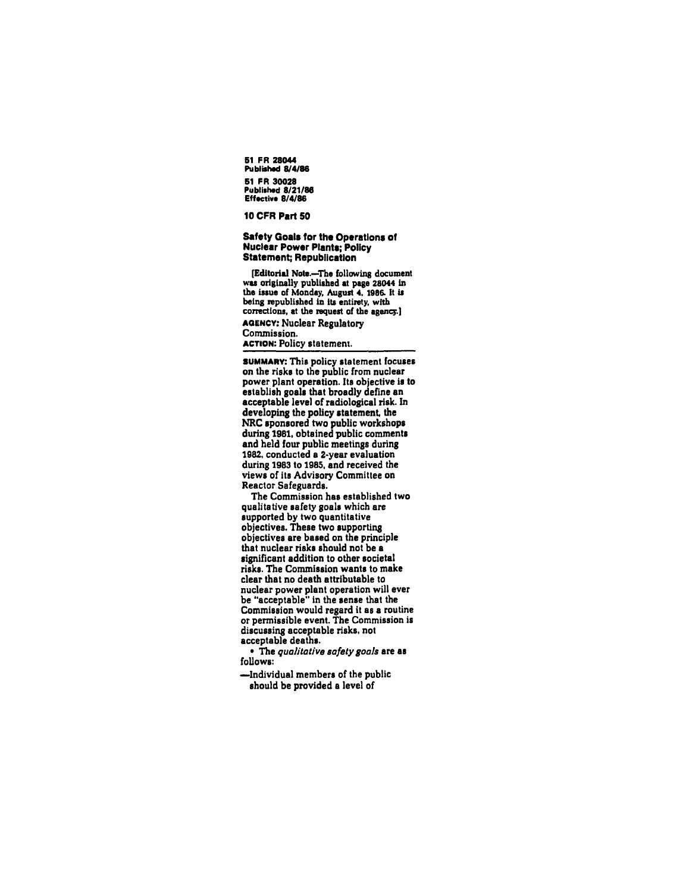51 FR 28044
Published 8/4/86

51 FR 30028
Published 8/21/86
Effective 8/4/86

## 10 CFR Part 50

### Safety Goals for the Operations of Nuclear Power Plants; Policy Statement; Republication

[Editorial Note.—The following document was originally published at page 28044 in the issue of Monday, August 4, 1986. It is being republished in its entirety, with corrections, at the request of the agency.]

**AGENCY:** Nuclear Regulatory Commission.

**ACTION:** Policy statement.

---

**SUMMARY:** This policy statement focuses on the risks to the public from nuclear power plant operation. Its objective is to establish goals that broadly define an acceptable level of radiological risk. In developing the policy statement, the NRC sponsored two public workshops during 1981, obtained public comments and held four public meetings during 1982, conducted a 2-year evaluation during 1983 to 1985, and received the views of its Advisory Committee on Reactor Safeguards.

The Commission has established two qualitative safety goals which are supported by two quantitative objectives. These two supporting objectives are based on the principle that nuclear risks should not be a significant addition to other societal risks. The Commission wants to make clear that no death attributable to nuclear power plant operation will ever be "acceptable" in the sense that the Commission would regard it as a routine or permissible event. The Commission is discussing acceptable risks, not acceptable deaths.

- The *qualitative safety goals* are as follows:

—Individual members of the public should be provided a level of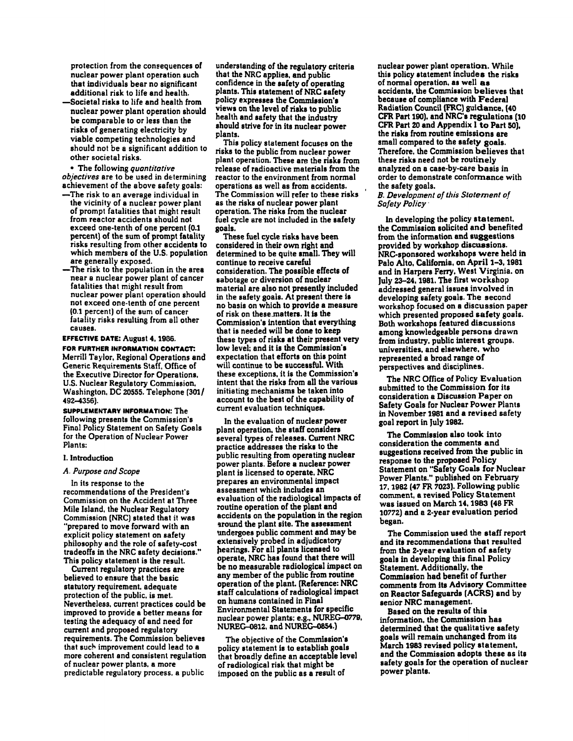protection from the consequences of nuclear power plant operation such that individuals bear no significant additional risk to life and health.

—Societal risks to life and health from nuclear power plant operation should be comparable to or less than the risks of generating electricity by viable competing technologies and should not be a significant addition to other societal risks.

• The following *quantitative objectives* are to be used in determining achievement of the above safety goals:

—The risk to an average individual in the vicinity of a nuclear power plant of prompt fatalities that might result from reactor accidents should not exceed one-tenth of one percent (0.1 percent) of the sum of prompt fatality risks resulting from other accidents to which members of the U.S. population are generally exposed.

—The risk to the population in the area near a nuclear power plant of cancer fatalities that might result from nuclear power plant operation should not exceed one-tenth of one percent (0.1 percent) of the sum of cancer fatality risks resulting from all other causes.

**EFFECTIVE DATE:** August 4, 1986.

**FOR FURTHER INFORMATION CONTACT:** Merrill Taylor, Regional Operations and Generic Requirements Staff, Office of the Executive Director for Operations, U.S. Nuclear Regulatory Commission, Washington, DC 20555. Telephone (301/492-4356).

**SUPPLEMENTARY INFORMATION:** The following presents the Commission's Final Policy Statement on Safety Goals for the Operation of Nuclear Power Plants:

## I. Introduction

### *A. Purpose and Scope*

In its response to the recommendations of the President's Commission on the Accident at Three Mile Island, the Nuclear Regulatory Commission (NRC) stated that it was "prepared to move forward with an explicit policy statement on safety philosophy and the role of safety-cost tradeoffs in the NRC safety decisions." This policy statement is the result.

Current regulatory practices are believed to ensure that the basic statutory requirement, adequate protection of the public, is met. Nevertheless, current practices could be improved to provide a better means for testing the adequacy of and need for current and proposed regulatory requirements. The Commission believes that such improvement could lead to a more coherent and consistent regulation of nuclear power plants, a more predictable regulatory process, a public understanding of the regulatory criteria that the NRC applies, and public confidence in the safety of operating plants. This statement of NRC safety policy expresses the Commission's views on the level of risks to public health and safety that the industry should strive for in its nuclear power plants.

This policy statement focuses on the risks to the public from nuclear power plant operation. These are the risks from release of radioactive materials from the reactor to the environment from normal operations as well as from accidents. The Commission will refer to these risks as the risks of nuclear power plant operation. The risks from the nuclear fuel cycle are not included in the safety goals.

These fuel cycle risks have been considered in their own right and determined to be quite small. They will continue to receive careful consideration. The possible effects of sabotage or diversion of nuclear material are also not presently included in the safety goals. At present there is no basis on which to provide a measure of risk on these matters. It is the Commission's intention that everything that is needed will be done to keep these types of risks at their present very low level; and it is the Commission's expectation that efforts on this point will continue to be successful. With these exceptions, it is the Commission's intent that the risks from all the various initiating mechanisms be taken into account to the best of the capability of current evaluation techniques.

In the evaluation of nuclear power plant operation, the staff considers several types of releases. Current NRC practice addresses the risks to the public resulting from operating nuclear power plants. Before a nuclear power plant is licensed to operate, NRC prepares an environmental impact assessment which includes an evaluation of the radiological impacts of routine operation of the plant and accidents on the population in the region around the plant site. The assessment undergoes public comment and may be extensively probed in adjudicatory hearings. For all plants licensed to operate, NRC has found that there will be no measurable radiological impact on any member of the public from routine operation of the plant. (Reference: NRC staff calculations of radiological impact on humans contained in Final Environmental Statements for specific nuclear power plants; e.g., NUREG-0779, NUREG-0812, and NUREG-0854.)

The objective of the Commission's policy statement is to establish goals that broadly define an acceptable level of radiological risk that might be imposed on the public as a result of nuclear power plant operation. While this policy statement includes the risks of normal operation, as well as accidents, the Commission believes that because of compliance with Federal Radiation Council (FRC) guidance, (40 CFR Part 190), and NRC's regulations (10 CFR Part 20 and Appendix I to Part 50), the risks from routine emissions are small compared to the safety goals. Therefore, the Commission believes that these risks need not be routinely analyzed on a case-by-case basis in order to demonstrate conformance with the safety goals.

### *B. Development of this Statement of Safety Policy*

In developing the policy statement, the Commission solicited and benefited from the information and suggestions provided by workshop discussions. NRC-sponsored workshops were held in Palo Alto, California, on April 1–3, 1981 and in Harpers Ferry, West Virginia, on July 23–24, 1981. The first workshop addressed general issues involved in developing safety goals. The second workshop focused on a discussion paper which presented proposed safety goals. Both workshops featured discussions among knowledgeable persons drawn from industry, public interest groups, universities, and elsewhere, who represented a broad range of perspectives and disciplines.

The NRC Office of Policy Evaluation submitted to the Commission for its consideration a Discussion Paper on Safety Goals for Nuclear Power Plants in November 1981 and a revised safety goal report in July 1982.

The Commission also took into consideration the comments and suggestions received from the public in response to the proposed Policy Statement on "Safety Goals for Nuclear Power Plants," published on February 17, 1982 (47 FR 7023). Following public comment, a revised Policy Statement was issued on March 14, 1983 (48 FR 10772) and a 2-year evaluation period began.

The Commission used the staff report and its recommendations that resulted from the 2-year evaluation of safety goals in developing this final Policy Statement. Additionally, the Commission had benefit of further comments from its Advisory Committee on Reactor Safeguards (ACRS) and by senior NRC management.

Based on the results of this information, the Commission has determined that the qualitative safety goals will remain unchanged from its March 1983 revised policy statement, and the Commission adopts these as its safety goals for the operation of nuclear power plants.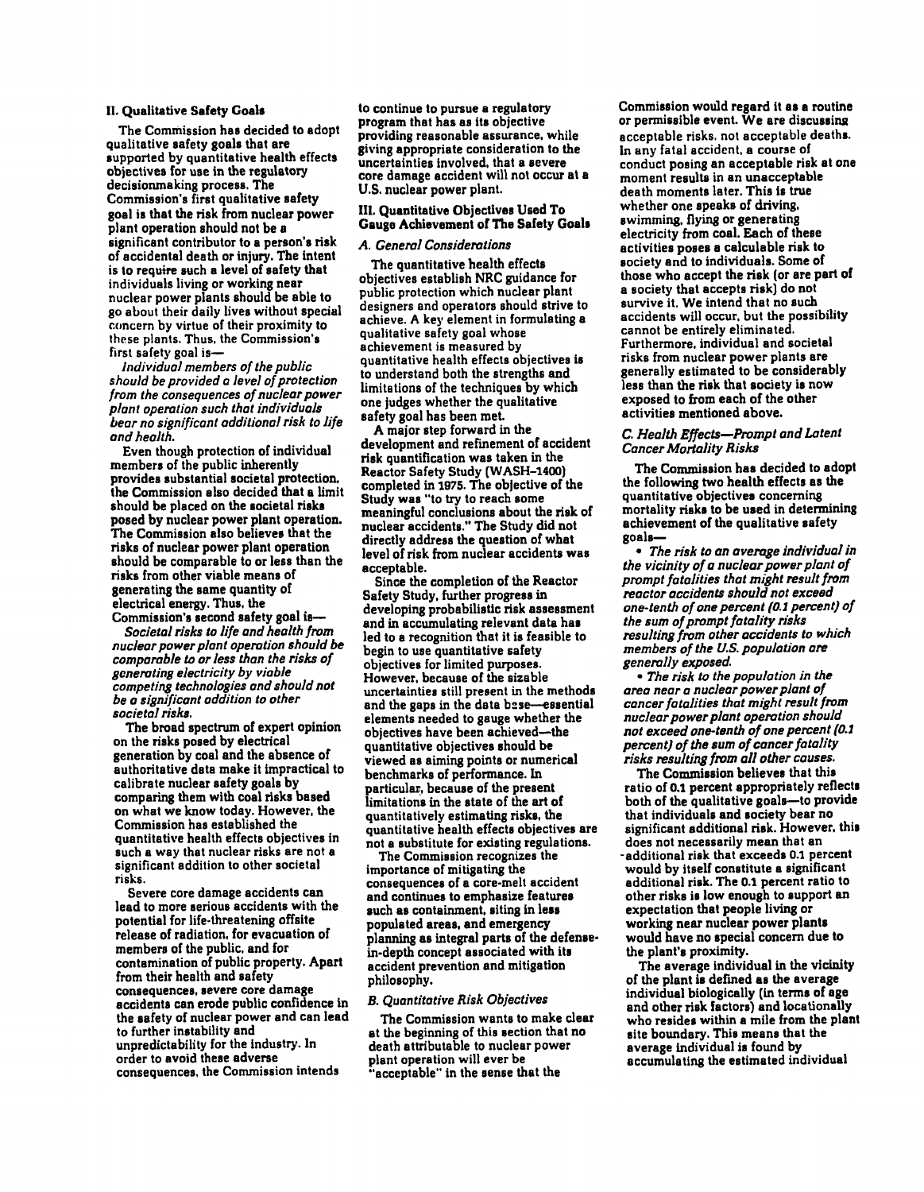## II. Qualitative Safety Goals

The Commission has decided to adopt qualitative safety goals that are supported by quantitative health effects objectives for use in the regulatory decisionmaking process. The Commission's first qualitative safety goal is that the risk from nuclear power plant operation should not be a significant contributor to a person's risk of accidental death or injury. The intent is to require such a level of safety that individuals living or working near nuclear power plants should be able to go about their daily lives without special concern by virtue of their proximity to these plants. Thus, the Commission's first safety goal is—

*Individual members of the public should be provided a level of protection from the consequences of nuclear power plant operation such that individuals bear no significant additional risk to life and health.*

Even though protection of individual members of the public inherently provides substantial societal protection, the Commission also decided that a limit should be placed on the societal risks posed by nuclear power plant operation. The Commission also believes that the risks of nuclear power plant operation should be comparable to or less than the risks from other viable means of generating the same quantity of electrical energy. Thus, the Commission's second safety goal is—

*Societal risks to life and health from nuclear power plant operation should be comparable to or less than the risks of generating electricity by viable competing technologies and should not be a significant addition to other societal risks.*

The broad spectrum of expert opinion on the risks posed by electrical generation by coal and the absence of authoritative data make it impractical to calibrate nuclear safety goals by comparing them with coal risks based on what we know today. However, the Commission has established the quantitative health effects objectives in such a way that nuclear risks are not a significant addition to other societal risks.

Severe core damage accidents can lead to more serious accidents with the potential for life-threatening offsite release of radiation, for evacuation of members of the public, and for contamination of public property. Apart from their health and safety consequences, severe core damage accidents can erode public confidence in the safety of nuclear power and can lead to further instability and unpredictability for the industry. In order to avoid these adverse consequences, the Commission intends to continue to pursue a regulatory program that has as its objective providing reasonable assurance, while giving appropriate consideration to the uncertainties involved, that a severe core damage accident will not occur at a U.S. nuclear power plant.

## III. Quantitative Objectives Used To Gauge Achievement of The Safety Goals

### A. General Considerations

The quantitative health effects objectives establish NRC guidance for public protection which nuclear plant designers and operators should strive to achieve. A key element in formulating a qualitative safety goal whose achievement is measured by quantitative health effects objectives is to understand both the strengths and limitations of the techniques by which one judges whether the qualitative safety goal has been met.

A major step forward in the development and refinement of accident risk quantification was taken in the Reactor Safety Study (WASH-1400) completed in 1975. The objective of the Study was "to try to reach some meaningful conclusions about the risk of nuclear accidents." The Study did not directly address the question of what level of risk from nuclear accidents was acceptable.

Since the completion of the Reactor Safety Study, further progress in developing probabilistic risk assessment and in accumulating relevant data has led to a recognition that it is feasible to begin to use quantitative safety objectives for limited purposes. However, because of the sizable uncertainties still present in the methods and the gaps in the data base—essential elements needed to gauge whether the objectives have been achieved—the quantitative objectives should be viewed as aiming points or numerical benchmarks of performance. In particular, because of the present limitations in the state of the art of quantitatively estimating risks, the quantitative health effects objectives are not a substitute for existing regulations.

The Commission recognizes the importance of mitigating the consequences of a core-melt accident and continues to emphasize features such as containment, siting in less populated areas, and emergency planning as integral parts of the defense-in-depth concept associated with its accident prevention and mitigation philosophy.

### B. Quantitative Risk Objectives

The Commission wants to make clear at the beginning of this section that no death attributable to nuclear power plant operation will ever be "acceptable" in the sense that the Commission would regard it as a routine or permissible event. We are discussing acceptable risks, not acceptable deaths. In any fatal accident, a course of conduct posing an acceptable risk at one moment results in an unacceptable death moments later. This is true whether one speaks of driving, swimming, flying or generating electricity from coal. Each of these activities poses a calculable risk to society and to individuals. Some of those who accept the risk (or are part of a society that accepts risk) do not survive it. We intend that no such accidents will occur, but the possibility cannot be entirely eliminated. Furthermore, individual and societal risks from nuclear power plants are generally estimated to be considerably less than the risk that society is now exposed to from each of the other activities mentioned above.

### C. Health Effects—Prompt and Latent Cancer Mortality Risks

The Commission has decided to adopt the following two health effects as the quantitative objectives concerning mortality risks to be used in determining achievement of the qualitative safety goals—

- *The risk to an average individual in the vicinity of a nuclear power plant of prompt fatalities that might result from reactor accidents should not exceed one-tenth of one percent (0.1 percent) of the sum of prompt fatality risks resulting from other accidents to which members of the U.S. population are generally exposed.*
- *The risk to the population in the area near a nuclear power plant of cancer fatalities that might result from nuclear power plant operation should not exceed one-tenth of one percent (0.1 percent) of the sum of cancer fatality risks resulting from all other causes.*

The Commission believes that this ratio of 0.1 percent appropriately reflects both of the qualitative goals—to provide that individuals and society bear no significant additional risk. However, this does not necessarily mean that an additional risk that exceeds 0.1 percent would by itself constitute a significant additional risk. The 0.1 percent ratio to other risks is low enough to support an expectation that people living or working near nuclear power plants would have no special concern due to the plant's proximity.

The average individual in the vicinity of the plant is defined as the average individual biologically (in terms of age and other risk factors) and locationally who resides within a mile from the plant site boundary. This means that the average individual is found by accumulating the estimated individual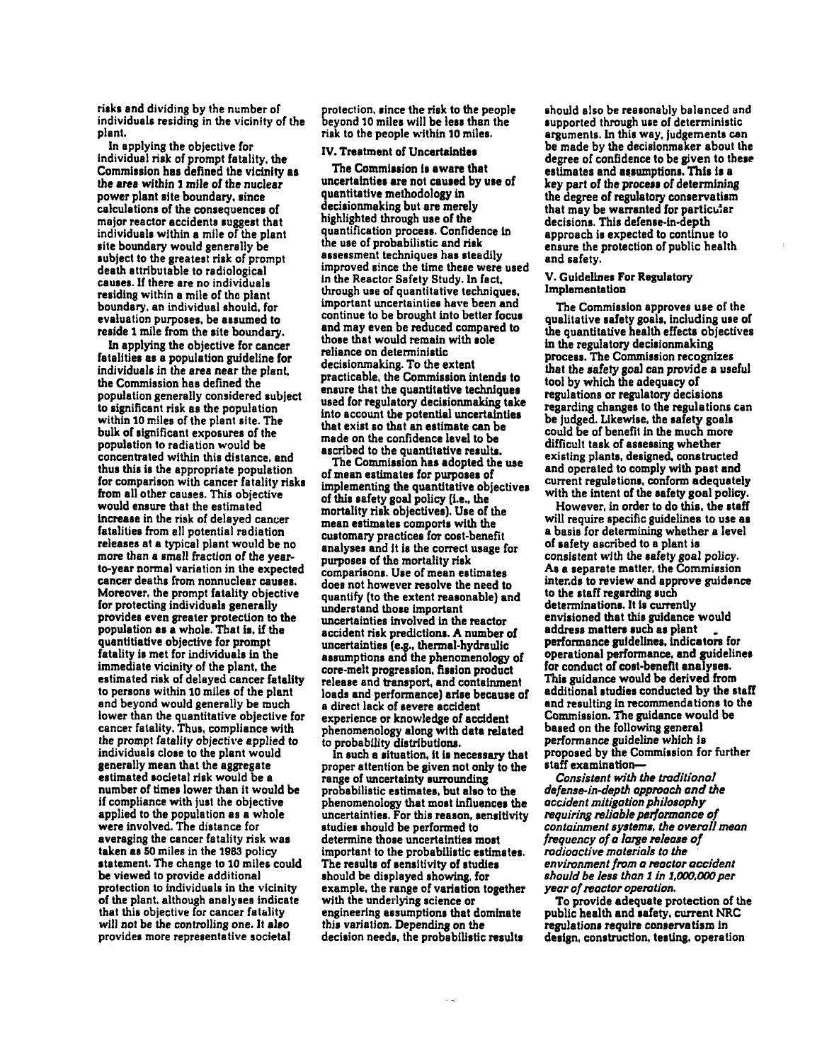risks and dividing by the number of individuals residing in the vicinity of the plant.

In applying the objective for individual risk of prompt fatality, the Commission has defined the vicinity as the area within 1 mile of the nuclear power plant site boundary, since calculations of the consequences of major reactor accidents suggest that individuals within a mile of the plant site boundary would generally be subject to the greatest risk of prompt death attributable to radiological causes. If there are no individuals residing within a mile of the plant boundary, an individual should, for evaluation purposes, be assumed to reside 1 mile from the site boundary.

In applying the objective for cancer fatalities as a population guideline for individuals in the area near the plant, the Commission has defined the population generally considered subject to significant risk as the population within 10 miles of the plant site. The bulk of significant exposures of the population to radiation would be concentrated within this distance, and thus this is the appropriate population for comparison with cancer fatality risks from all other causes. This objective would ensure that the estimated increase in the risk of delayed cancer fatalities from all potential radiation releases at a typical plant would be no more than a small fraction of the year-to-year normal variation in the expected cancer deaths from nonnuclear causes. Moreover, the prompt fatality objective for protecting individuals generally provides even greater protection to the population as a whole. That is, if the quantitative objective for prompt fatality is met for individuals in the immediate vicinity of the plant, the estimated risk of delayed cancer fatality to persons within 10 miles of the plant and beyond would generally be much lower than the quantitative objective for cancer fatality. Thus, compliance with the prompt fatality objective applied to individuals close to the plant would generally mean that the aggregate estimated societal risk would be a number of times lower than it would be if compliance with just the objective applied to the population as a whole were involved. The distance for averaging the cancer fatality risk was taken as 50 miles in the 1983 policy statement. The change to 10 miles could be viewed to provide additional protection to individuals in the vicinity of the plant, although analyses indicate that this objective for cancer fatality will not be the controlling one. It also provides more representative societal protection, since the risk to the people beyond 10 miles will be less than the risk to the people within 10 miles.

## IV. Treatment of Uncertainties

The Commission is aware that uncertainties are not caused by use of quantitative methodology in decisionmaking but are merely highlighted through use of the quantification process. Confidence in the use of probabilistic and risk assessment techniques has steadily improved since the time these were used in the Reactor Safety Study. In fact, through use of quantitative techniques, important uncertainties have been and continue to be brought into better focus and may even be reduced compared to those that would remain with sole reliance on deterministic decisionmaking. To the extent practicable, the Commission intends to ensure that the quantitative techniques used for regulatory decisionmaking take into account the potential uncertainties that exist so that an estimate can be made on the confidence level to be ascribed to the quantitative results.

The Commission has adopted the use of mean estimates for purposes of implementing the quantitative objectives of this safety goal policy (i.e., the mortality risk objectives). Use of the mean estimates comports with the customary practices for cost-benefit analyses and it is the correct usage for purposes of the mortality risk comparisons. Use of mean estimates does not however resolve the need to quantify (to the extent reasonable) and understand those important uncertainties involved in the reactor accident risk predictions. A number of uncertainties (e.g., thermal-hydraulic assumptions and the phenomenology of core-melt progression, fission product release and transport, and containment loads and performance) arise because of a direct lack of severe accident experience or knowledge of accident phenomenology along with data related to probability distributions.

In such a situation, it is necessary that proper attention be given not only to the range of uncertainty surrounding probabilistic estimates, but also to the phenomenology that most influences the uncertainties. For this reason, sensitivity studies should be performed to determine those uncertainties most important to the probabilistic estimates. The results of sensitivity of studies should be displayed showing, for example, the range of variation together with the underlying science or engineering assumptions that dominate this variation. Depending on the decision needs, the probabilistic results should also be reasonably balanced and supported through use of deterministic arguments. In this way, judgements can be made by the decisionmaker about the degree of confidence to be given to these estimates and assumptions. This is a key part of the process of determining the degree of regulatory conservatism that may be warranted for particular decisions. This defense-in-depth approach is expected to continue to ensure the protection of public health and safety.

## V. Guidelines For Regulatory Implementation

The Commission approves use of the qualitative safety goals, including use of the quantitative health effects objectives in the regulatory decisionmaking process. The Commission recognizes that the safety goal can provide a useful tool by which the adequacy of regulations or regulatory decisions regarding changes to the regulations can be judged. Likewise, the safety goals could be of benefit in the much more difficult task of assessing whether existing plants, designed, constructed and operated to comply with past and current regulations, conform adequately with the intent of the safety goal policy.

However, in order to do this, the staff will require specific guidelines to use as a basis for determining whether a level of safety ascribed to a plant is consistent with the safety goal policy. As a separate matter, the Commission intends to review and approve guidance to the staff regarding such determinations. It is currently envisioned that this guidance would address matters such as plant performance guidelines, indicators for operational performance, and guidelines for conduct of cost-benefit analyses. This guidance would be derived from additional studies conducted by the staff and resulting in recommendations to the Commission. The guidance would be based on the following general performance guideline which is proposed by the Commission for further staff examination—

*Consistent with the traditional defense-in-depth approach and the accident mitigation philosophy requiring reliable performance of containment systems, the overall mean frequency of a large release of radioactive materials to the environment from a reactor accident should be less than 1 in 1,000,000 per year of reactor operation.*

To provide adequate protection of the public health and safety, current NRC regulations require conservatism in design, construction, testing, operation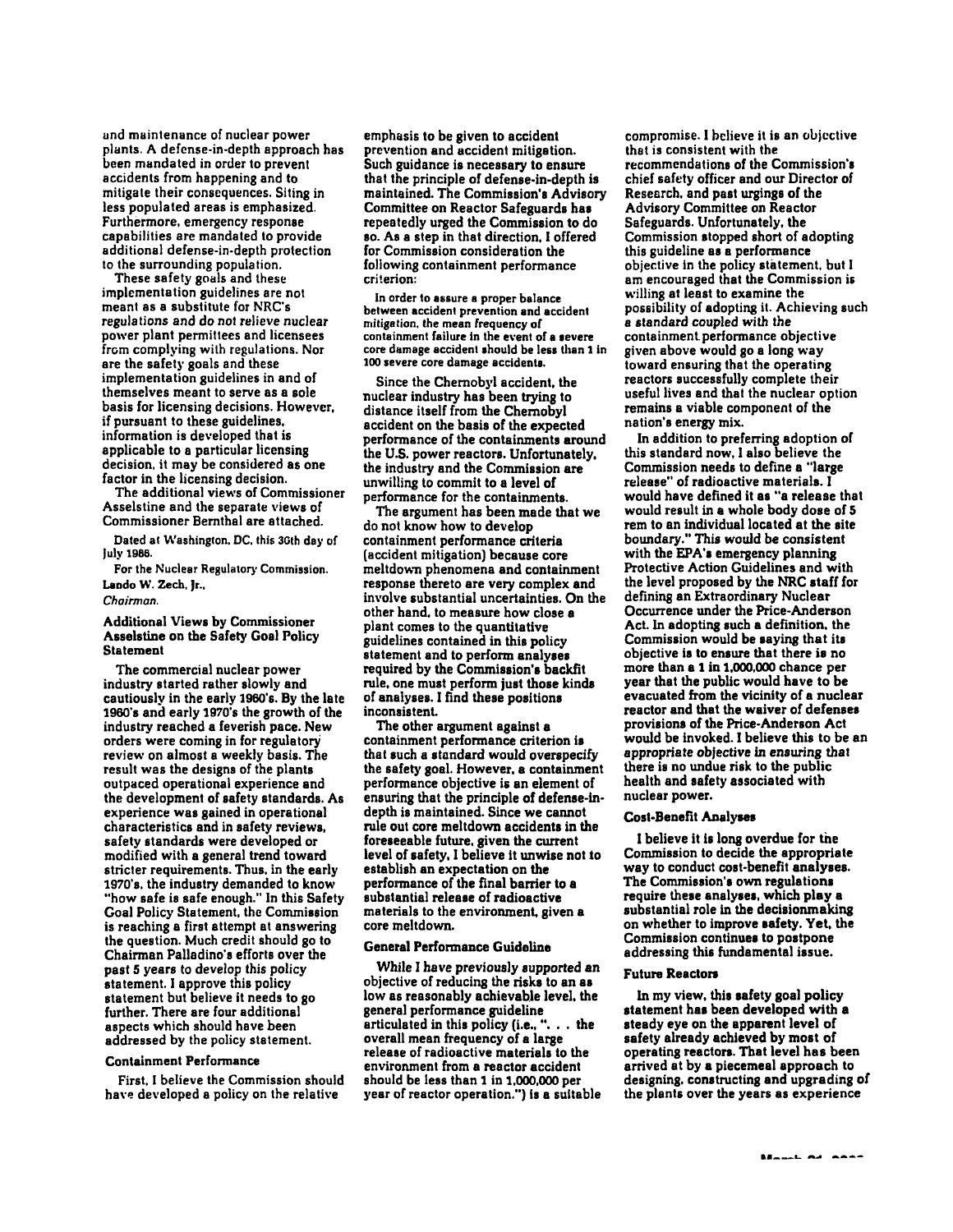and maintenance of nuclear power plants. A defense-in-depth approach has been mandated in order to prevent accidents from happening and to mitigate their consequences. Siting in less populated areas is emphasized. Furthermore, emergency response capabilities are mandated to provide additional defense-in-depth protection to the surrounding population.

These safety goals and these implementation guidelines are not meant as a substitute for NRC's regulations and do not relieve nuclear power plant permittees and licensees from complying with regulations. Nor are the safety goals and these implementation guidelines in and of themselves meant to serve as a sole basis for licensing decisions. However, if pursuant to these guidelines, information is developed that is applicable to a particular licensing decision, it may be considered as one factor in the licensing decision.

The additional views of Commissioner Asselstine and the separate views of Commissioner Bernthal are attached.

Dated at Washington, DC, this 30th day of July 1986.

For the Nuclear Regulatory Commission.

Lando W. Zech, Jr.,

*Chairman.*

### Additional Views by Commissioner Asselstine on the Safety Goal Policy Statement

The commercial nuclear power industry started rather slowly and cautiously in the early 1960's. By the late 1960's and early 1970's the growth of the industry reached a feverish pace. New orders were coming in for regulatory review on almost a weekly basis. The result was the designs of the plants outpaced operational experience and the development of safety standards. As experience was gained in operational characteristics and in safety reviews, safety standards were developed or modified with a general trend toward stricter requirements. Thus, in the early 1970's, the industry demanded to know "how safe is safe enough." In this Safety Goal Policy Statement, the Commission is reaching a first attempt at answering the question. Much credit should go to Chairman Palladino's efforts over the past 5 years to develop this policy statement. I approve this policy statement but believe it needs to go further. There are four additional aspects which should have been addressed by the policy statement.

#### Containment Performance

First, I believe the Commission should have developed a policy on the relative emphasis to be given to accident prevention and accident mitigation. Such guidance is necessary to ensure that the principle of defense-in-depth is maintained. The Commission's Advisory Committee on Reactor Safeguards has repeatedly urged the Commission to do so. As a step in that direction, I offered for Commission consideration the following containment performance criterion:

In order to assure a proper balance between accident prevention and accident mitigation, the mean frequency of containment failure in the event of a severe core damage accident should be less than 1 in 100 severe core damage accidents.

Since the Chernobyl accident, the nuclear industry has been trying to distance itself from the Chernobyl accident on the basis of the expected performance of the containments around the U.S. power reactors. Unfortunately, the industry and the Commission are unwilling to commit to a level of performance for the containments.

The argument has been made that we do not know how to develop containment performance criteria (accident mitigation) because core meltdown phenomena and containment response thereto are very complex and involve substantial uncertainties. On the other hand, to measure how close a plant comes to the quantitative guidelines contained in this policy statement and to perform analyses required by the Commission's backfit rule, one must perform just those kinds of analyses. I find these positions inconsistent.

The other argument against a containment performance criterion is that such a standard would overspecify the safety goal. However, a containment performance objective is an element of ensuring that the principle of defense-in-depth is maintained. Since we cannot rule out core meltdown accidents in the foreseeable future, given the current level of safety, I believe it unwise not to establish an expectation on the performance of the final barrier to a substantial release of radioactive materials to the environment, given a core meltdown.

#### General Performance Guideline

While I have previously supported an objective of reducing the risks to an as low as reasonably achievable level, the general performance guideline articulated in this policy (i.e., ". . . the overall mean frequency of a large release of radioactive materials to the environment from a reactor accident should be less than 1 in 1,000,000 per year of reactor operation.") is a suitable compromise. I believe it is an objective that is consistent with the recommendations of the Commission's chief safety officer and our Director of Research, and past urgings of the Advisory Committee on Reactor Safeguards. Unfortunately, the Commission stopped short of adopting this guideline as a performance objective in the policy statement, but I am encouraged that the Commission is willing at least to examine the possibility of adopting it. Achieving such a standard coupled with the containment performance objective given above would go a long way toward ensuring that the operating reactors successfully complete their useful lives and that the nuclear option remains a viable component of the nation's energy mix.

In addition to preferring adoption of this standard now, I also believe the Commission needs to define a "large release" of radioactive materials. I would have defined it as "a release that would result in a whole body dose of 5 rem to an individual located at the site boundary." This would be consistent with the EPA's emergency planning Protective Action Guidelines and with the level proposed by the NRC staff for defining an Extraordinary Nuclear Occurrence under the Price-Anderson Act. In adopting such a definition, the Commission would be saying that its objective is to ensure that there is no more than a 1 in 1,000,000 chance per year that the public would have to be evacuated from the vicinity of a nuclear reactor and that the waiver of defenses provisions of the Price-Anderson Act would be invoked. I believe this to be an *appropriate objective in ensuring* that there is no undue risk to the public health and safety associated with nuclear power.

#### Cost-Benefit Analyses

I believe it is long overdue for the Commission to decide the appropriate way to conduct cost-benefit analyses. The Commission's own regulations require these analyses, which play a substantial role in the decisionmaking on whether to improve safety. Yet, the Commission continues to postpone addressing this fundamental issue.

#### Future Reactors

In my view, this safety goal policy statement has been developed with a steady eye on the apparent level of safety already achieved by most of operating reactors. That level has been arrived at by a piecemeal approach to designing, constructing and upgrading of the plants over the years as experience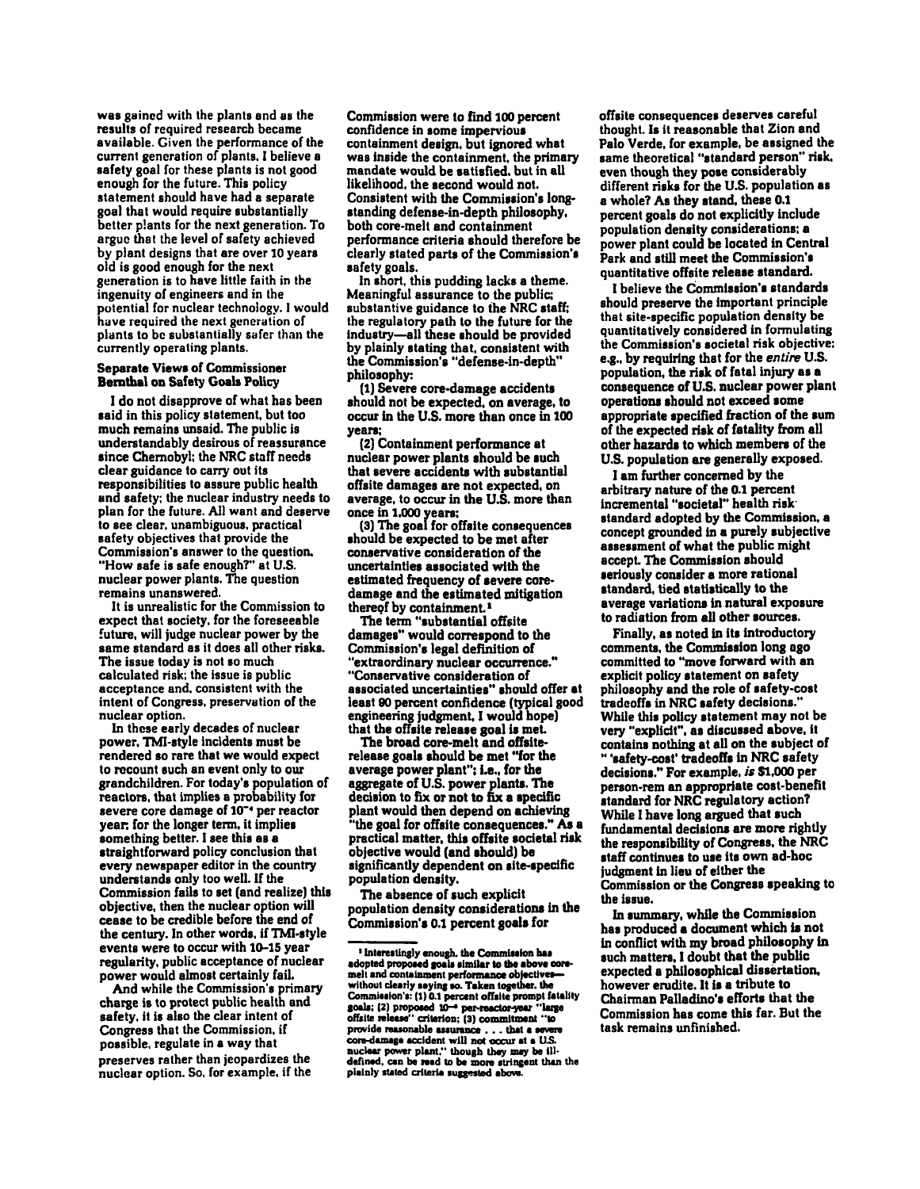was gained with the plants and as the results of required research became available. Given the performance of the current generation of plants, I believe a safety goal for these plants is not good enough for the future. This policy statement should have had a separate goal that would require substantially better plants for the next generation. To argue that the level of safety achieved by plant designs that are over 10 years old is good enough for the next generation is to have little faith in the ingenuity of engineers and in the potential for nuclear technology. I would have required the next generation of plants to be substantially safer than the currently operating plants.

**Separate Views of Commissioner Bernthal on Safety Goals Policy**

I do not disapprove of what has been said in this policy statement, but too much remains unsaid. The public is understandably desirous of reassurance since Chernobyl; the NRC staff needs clear guidance to carry out its responsibilities to assure public health and safety; the nuclear industry needs to plan for the future. All want and deserve to see clear, unambiguous, practical safety objectives that provide the Commission's answer to the question, "How safe is safe enough?" at U.S. nuclear power plants. The question remains unanswered.

It is unrealistic for the Commission to expect that society, for the foreseeable future, will judge nuclear power by the same standard as it does all other risks. The issue today is not so much calculated risk; the issue is public acceptance and, consistent with the intent of Congress, preservation of the nuclear option.

In these early decades of nuclear power, TMI-style incidents must be rendered so rare that we would expect to recount such an event only to our grandchildren. For today's population of reactors, that implies a probability for severe core damage of $10^{-4}$ per reactor year; for the longer term, it implies something better. I see this as a straightforward policy conclusion that every newspaper editor in the country understands only too well. If the Commission fails to set (and realize) this objective, then the nuclear option will cease to be credible before the end of the century. In other words, if TMI-style events were to occur with 10–15 year regularity, public acceptance of nuclear power would almost certainly fail.

And while the Commission's primary charge is to protect public health and safety, it is also the clear intent of Congress that the Commission, if possible, regulate in a way that preserves rather than jeopardizes the nuclear option. So, for example, if the Commission were to find 100 percent confidence in some impervious containment design, but ignored what was inside the containment, the primary mandate would be satisfied, but in all likelihood, the second would not. Consistent with the Commission's longstanding defense-in-depth philosophy, both core-melt and containment performance criteria should therefore be clearly stated parts of the Commission's safety goals.

In short, this pudding lacks a theme. Meaningful assurance to the public; substantive guidance to the NRC staff; the regulatory path to the future for the industry—all these should be provided by plainly stating that, consistent with the Commission's "defense-in-depth" philosophy:

(1) Severe core-damage accidents should not be expected, on average, to occur in the U.S. more than once in 100 years;

(2) Containment performance at nuclear power plants should be such that severe accidents with substantial offsite damages are not expected, on average, to occur in the U.S. more than once in 1,000 years;

(3) The goal for offsite consequences should be expected to be met after conservative consideration of the uncertainties associated with the estimated frequency of severe core-damage and the estimated mitigation thereof by containment.[1]

The term "substantial offsite damages" would correspond to the Commission's legal definition of "extraordinary nuclear occurrence." "Conservative consideration of associated uncertainties" should offer at least 90 percent confidence (typical good engineering judgment, I would hope) that the offsite release goal is met.

The broad core-melt and offsite-release goals should be met "for the average power plant"; i.e., for the aggregate of U.S. power plants. The decision to fix or not to fix a specific plant would then depend on achieving "the goal for offsite consequences." As a practical matter, this offsite societal risk objective would (and should) be significantly dependent on site-specific population density.

The absence of such explicit population density considerations in the Commission's 0.1 percent goals for offsite consequences deserves careful thought. Is it reasonable that Zion and Palo Verde, for example, be assigned the same theoretical "standard person" risk, even though they pose considerably different risks for the U.S. population as a whole? As they stand, these 0.1 percent goals do not explicitly include population density considerations; a power plant could be located in Central Park and still meet the Commission's quantitative offsite release standard.

I believe the Commission's standards should preserve the important principle that site-specific population density be quantitatively considered in formulating the Commission's societal risk objective: e.g., by requiring that for the *entire* U.S. population, the risk of fatal injury as a consequence of U.S. nuclear power plant operations should not exceed some appropriate specified fraction of the sum of the expected risk of fatality from all other hazards to which members of the U.S. population are generally exposed.

I am further concerned by the arbitrary nature of the 0.1 percent incremental "societal" health risk standard adopted by the Commission, a concept grounded in a purely subjective assessment of what the public might accept. The Commission should seriously consider a more rational standard, tied statistically to the average variations in natural exposure to radiation from all other sources.

Finally, as noted in its introductory comments, the Commission long ago committed to "move forward with an explicit policy statement on safety philosophy and the role of safety-cost tradeoffs in NRC safety decisions." While this policy statement may not be very "explicit", as discussed above, it contains nothing at all on the subject of "'safety-cost' tradeoffs in NRC safety decisions." For example, *is* $1,000 per person-rem an appropriate cost-benefit standard for NRC regulatory action? While I have long argued that such fundamental decisions are more rightly the responsibility of Congress, the NRC staff continues to use its own ad-hoc judgment in lieu of either the Commission or the Congress speaking to the issue.

In summary, while the Commission has produced a document which is not in conflict with my broad philosophy in such matters, I doubt that the public expected a philosophical dissertation, however erudite. It is a tribute to Chairman Palladino's efforts that the Commission has come this far. But the task remains unfinished.

[1] Interestingly enough, the Commission has adopted proposed goals similar to the above core-melt and containment performance objectives—without clearly saying so. Taken together, the Commission's: (1) 0.1 percent offsite prompt fatality goals; (2) proposed $10^{-6}$ per-reactor-year "large offsite release" criterion; (3) commitment "to provide reasonable assurance . . . that a severe core-damage accident will not occur at a U.S. nuclear power plant," though they may be ill-defined, can be read to be more stringent than the plainly stated criteria suggested above.